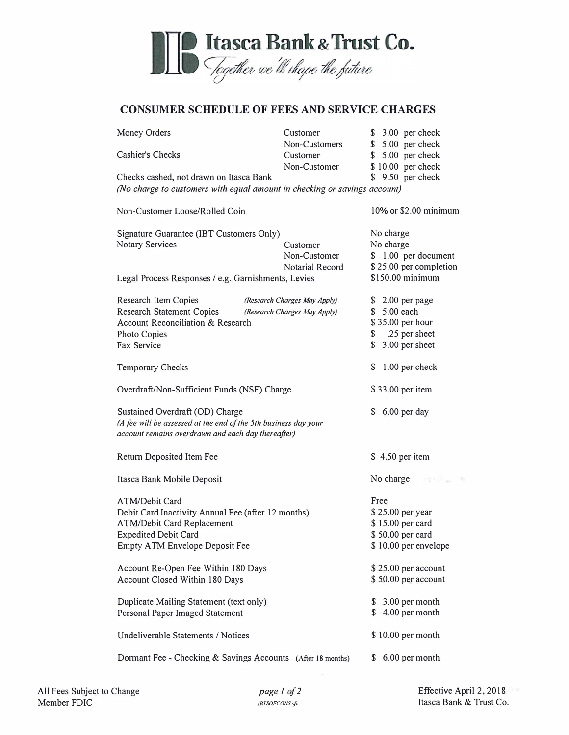# Itasca Bank & Trust Co.

*Together we'll shape the future*

## CONSUMER SCHEDULE OF FEES AND SERVICE CHARGES

| Service | Type | Fee |
|---|---|---|
| Money Orders | Customer | $ 3.00 per check |
| | Non-Customers | $ 5.00 per check |
| Cashier's Checks | Customer | $ 5.00 per check |
| | Non-Customer | $ 10.00 per check |
| Checks cashed, not drawn on Itasca Bank | | $ 9.50 per check |
| *(No charge to customers with equal amount in checking or savings account)* | | |
| Non-Customer Loose/Rolled Coin | | 10% or $2.00 minimum |
| Signature Guarantee (IBT Customers Only) | | No charge |
| Notary Services | Customer | No charge |
| | Non-Customer | $ 1.00 per document |
| | Notarial Record | $ 25.00 per completion |
| Legal Process Responses / e.g. Garnishments, Levies | | $150.00 minimum |
| Research Item Copies | *(Research Charges May Apply)* | $ 2.00 per page |
| Research Statement Copies | *(Research Charges May Apply)* | $ 5.00 each |
| Account Reconciliation & Research | | $ 35.00 per hour |
| Photo Copies | | $ .25 per sheet |
| Fax Service | | $ 3.00 per sheet |
| Temporary Checks | | $ 1.00 per check |
| Overdraft/Non-Sufficient Funds (NSF) Charge | | $ 33.00 per item |
| Sustained Overdraft (OD) Charge *(A fee will be assessed at the end of the 5th business day your account remains overdrawn and each day thereafter)* | | $ 6.00 per day |
| Return Deposited Item Fee | | $ 4.50 per item |
| Itasca Bank Mobile Deposit | | No charge |
| ATM/Debit Card | | Free |
| Debit Card Inactivity Annual Fee (after 12 months) | | $ 25.00 per year |
| ATM/Debit Card Replacement | | $ 15.00 per card |
| Expedited Debit Card | | $ 50.00 per card |
| Empty ATM Envelope Deposit Fee | | $ 10.00 per envelope |
| Account Re-Open Fee Within 180 Days | | $ 25.00 per account |
| Account Closed Within 180 Days | | $ 50.00 per account |
| Duplicate Mailing Statement (text only) | | $ 3.00 per month |
| Personal Paper Imaged Statement | | $ 4.00 per month |
| Undeliverable Statements / Notices | | $ 10.00 per month |
| Dormant Fee - Checking & Savings Accounts (After 18 months) | | $ 6.00 per month |

All Fees Subject to Change
Member FDIC

Effective April 2, 2018
Itasca Bank & Trust Co.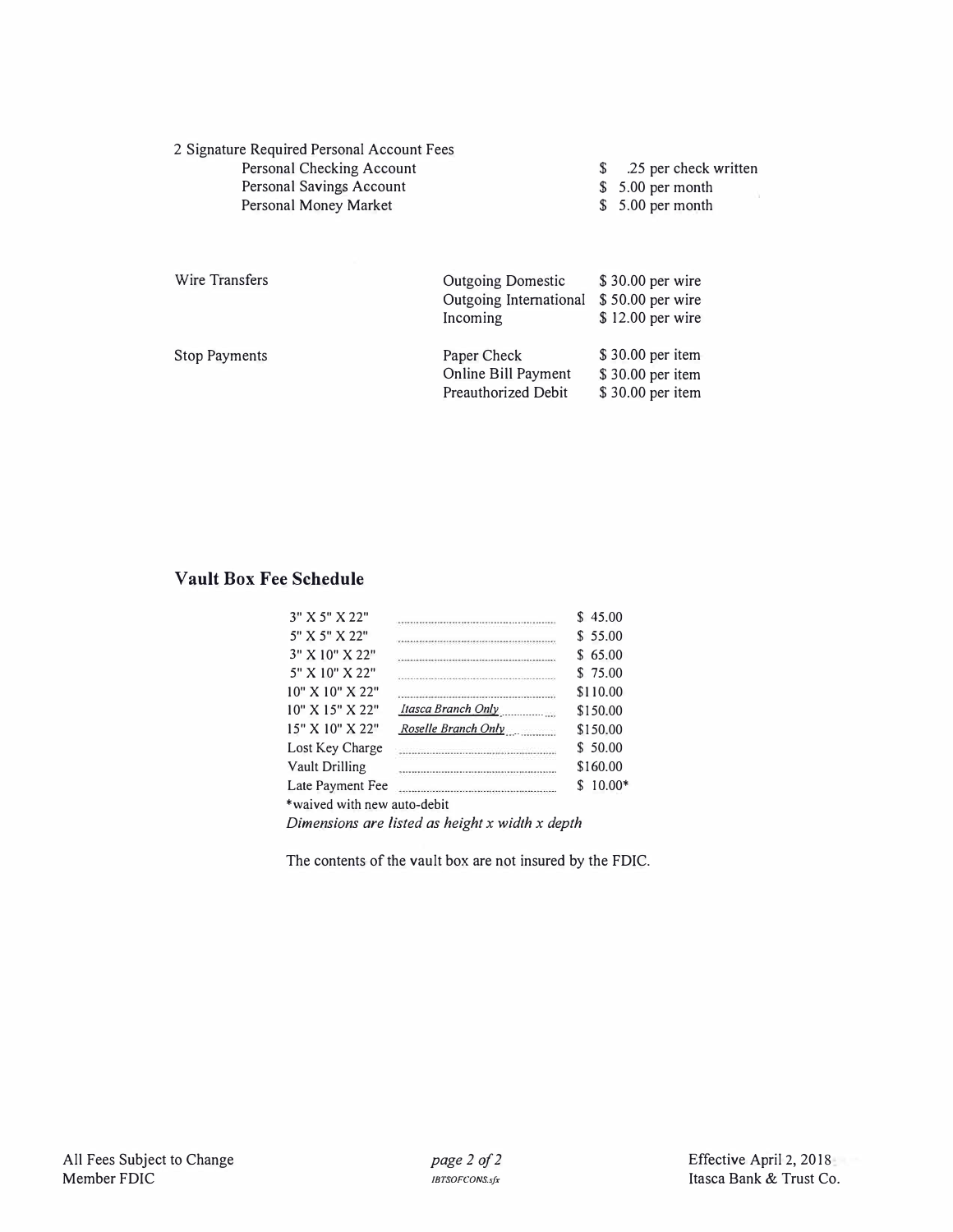2 Signature Required Personal Account Fees

| | |
|---|---|
| Personal Checking Account | $ .25 per check written |
| Personal Savings Account | $ 5.00 per month |
| Personal Money Market | $ 5.00 per month |

| | | |
|---|---|---|
| Wire Transfers | Outgoing Domestic | $ 30.00 per wire |
| | Outgoing International | $ 50.00 per wire |
| | Incoming | $ 12.00 per wire |
| Stop Payments | Paper Check | $ 30.00 per item |
| | Online Bill Payment | $ 30.00 per item |
| | Preauthorized Debit | $ 30.00 per item |

## Vault Box Fee Schedule

| | | |
|---|---|---|
| 3" X 5" X 22" | | $ 45.00 |
| 5" X 5" X 22" | | $ 55.00 |
| 3" X 10" X 22" | | $ 65.00 |
| 5" X 10" X 22" | | $ 75.00 |
| 10" X 10" X 22" | | $110.00 |
| 10" X 15" X 22" | *Itasca Branch Only* | $150.00 |
| 15" X 10" X 22" | *Roselle Branch Only* | $150.00 |
| Lost Key Charge | | $ 50.00 |
| Vault Drilling | | $160.00 |
| Late Payment Fee | | $ 10.00* |

*waived with new auto-debit

*Dimensions are listed as height x width x depth*

The contents of the vault box are not insured by the FDIC.

All Fees Subject to Change
Member FDIC

IBTSOFCONS.sfx

Effective April 2, 2018
Itasca Bank & Trust Co.